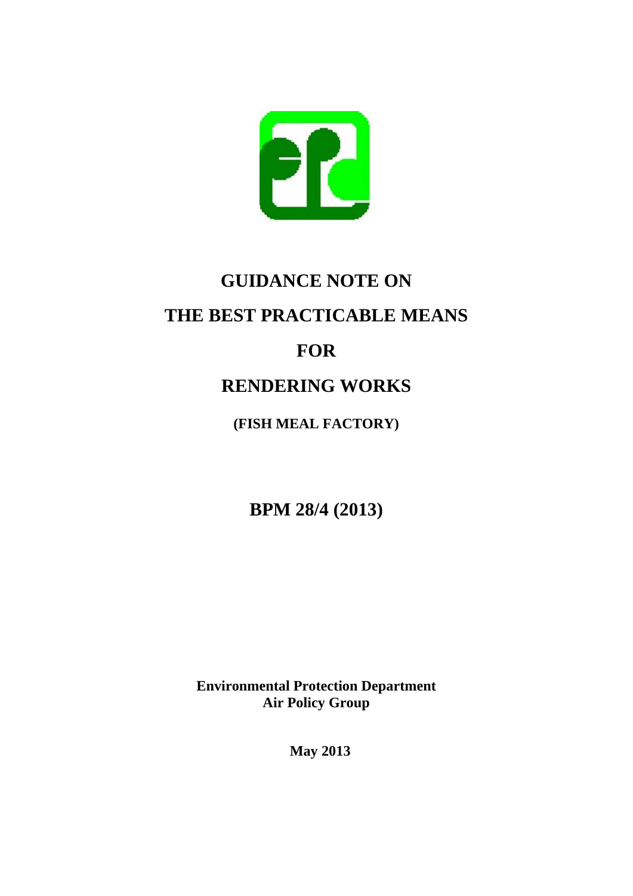# GUIDANCE NOTE ON

# THE BEST PRACTICABLE MEANS

# FOR

# RENDERING WORKS

**(FISH MEAL FACTORY)**

**BPM 28/4 (2013)**

**Environmental Protection Department**
**Air Policy Group**

**May 2013**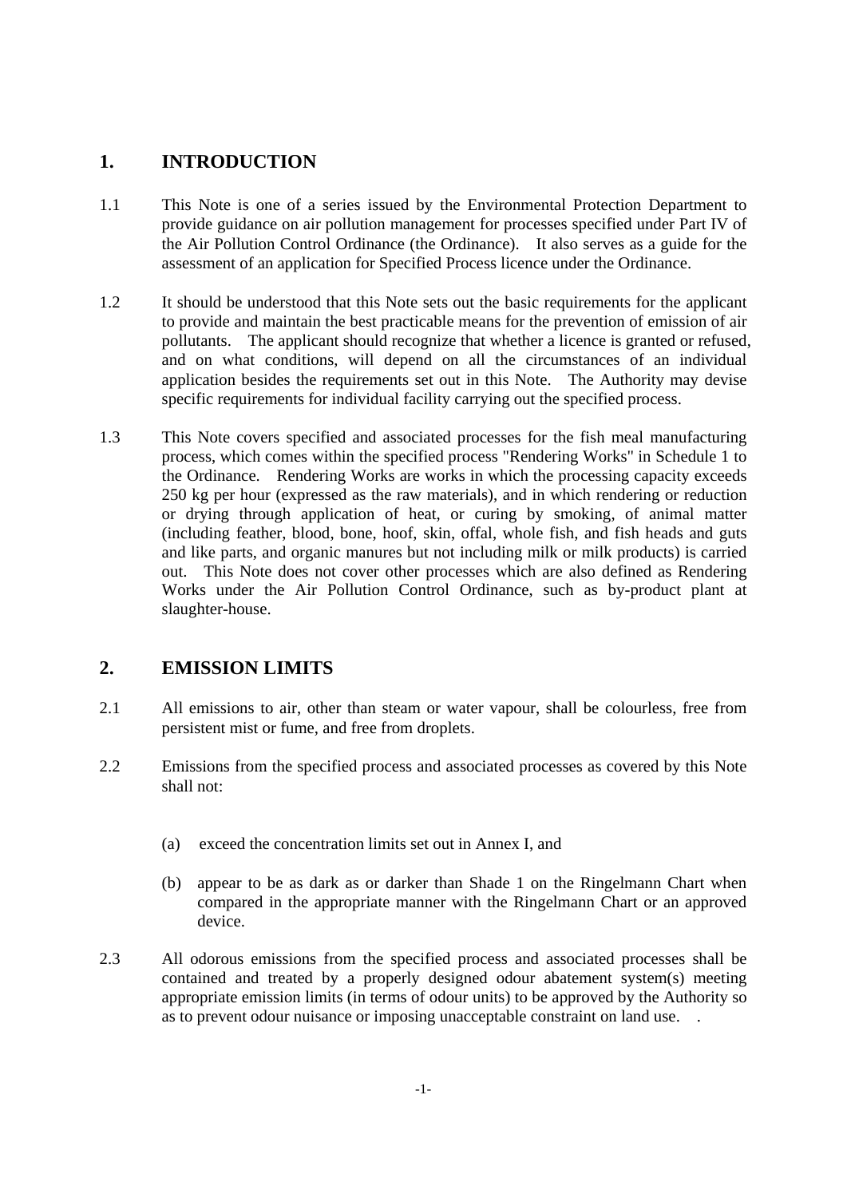## 1. INTRODUCTION

1.1 This Note is one of a series issued by the Environmental Protection Department to provide guidance on air pollution management for processes specified under Part IV of the Air Pollution Control Ordinance (the Ordinance). It also serves as a guide for the assessment of an application for Specified Process licence under the Ordinance.

1.2 It should be understood that this Note sets out the basic requirements for the applicant to provide and maintain the best practicable means for the prevention of emission of air pollutants. The applicant should recognize that whether a licence is granted or refused, and on what conditions, will depend on all the circumstances of an individual application besides the requirements set out in this Note. The Authority may devise specific requirements for individual facility carrying out the specified process.

1.3 This Note covers specified and associated processes for the fish meal manufacturing process, which comes within the specified process "Rendering Works" in Schedule 1 to the Ordinance. Rendering Works are works in which the processing capacity exceeds 250 kg per hour (expressed as the raw materials), and in which rendering or reduction or drying through application of heat, or curing by smoking, of animal matter (including feather, blood, bone, hoof, skin, offal, whole fish, and fish heads and guts and like parts, and organic manures but not including milk or milk products) is carried out. This Note does not cover other processes which are also defined as Rendering Works under the Air Pollution Control Ordinance, such as by-product plant at slaughter-house.

## 2. EMISSION LIMITS

2.1 All emissions to air, other than steam or water vapour, shall be colourless, free from persistent mist or fume, and free from droplets.

2.2 Emissions from the specified process and associated processes as covered by this Note shall not:

(a) exceed the concentration limits set out in Annex I, and

(b) appear to be as dark as or darker than Shade 1 on the Ringelmann Chart when compared in the appropriate manner with the Ringelmann Chart or an approved device.

2.3 All odorous emissions from the specified process and associated processes shall be contained and treated by a properly designed odour abatement system(s) meeting appropriate emission limits (in terms of odour units) to be approved by the Authority so as to prevent odour nuisance or imposing unacceptable constraint on land use. .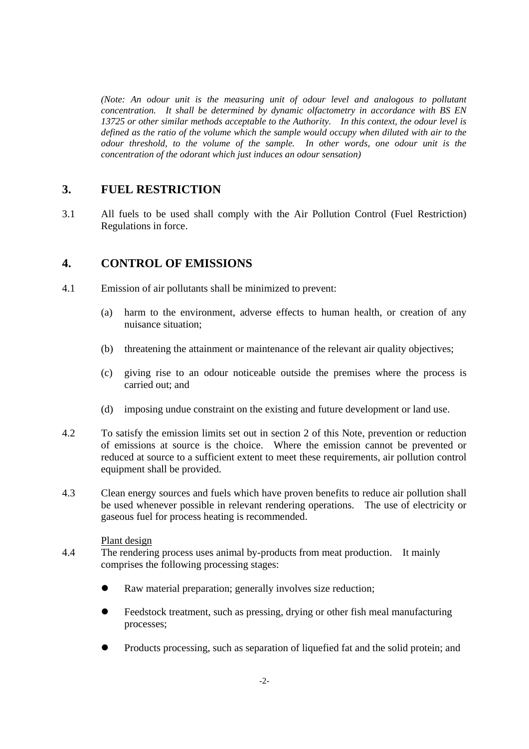*(Note: An odour unit is the measuring unit of odour level and analogous to pollutant concentration. It shall be determined by dynamic olfactometry in accordance with BS EN 13725 or other similar methods acceptable to the Authority. In this context, the odour level is defined as the ratio of the volume which the sample would occupy when diluted with air to the odour threshold, to the volume of the sample. In other words, one odour unit is the concentration of the odorant which just induces an odour sensation)*

## 3. FUEL RESTRICTION

3.1 All fuels to be used shall comply with the Air Pollution Control (Fuel Restriction) Regulations in force.

## 4. CONTROL OF EMISSIONS

4.1 Emission of air pollutants shall be minimized to prevent:

(a) harm to the environment, adverse effects to human health, or creation of any nuisance situation;

(b) threatening the attainment or maintenance of the relevant air quality objectives;

(c) giving rise to an odour noticeable outside the premises where the process is carried out; and

(d) imposing undue constraint on the existing and future development or land use.

4.2 To satisfy the emission limits set out in section 2 of this Note, prevention or reduction of emissions at source is the choice. Where the emission cannot be prevented or reduced at source to a sufficient extent to meet these requirements, air pollution control equipment shall be provided.

4.3 Clean energy sources and fuels which have proven benefits to reduce air pollution shall be used whenever possible in relevant rendering operations. The use of electricity or gaseous fuel for process heating is recommended.

Plant design

4.4 The rendering process uses animal by-products from meat production. It mainly comprises the following processing stages:

- Raw material preparation; generally involves size reduction;
- Feedstock treatment, such as pressing, drying or other fish meal manufacturing processes;
- Products processing, such as separation of liquefied fat and the solid protein; and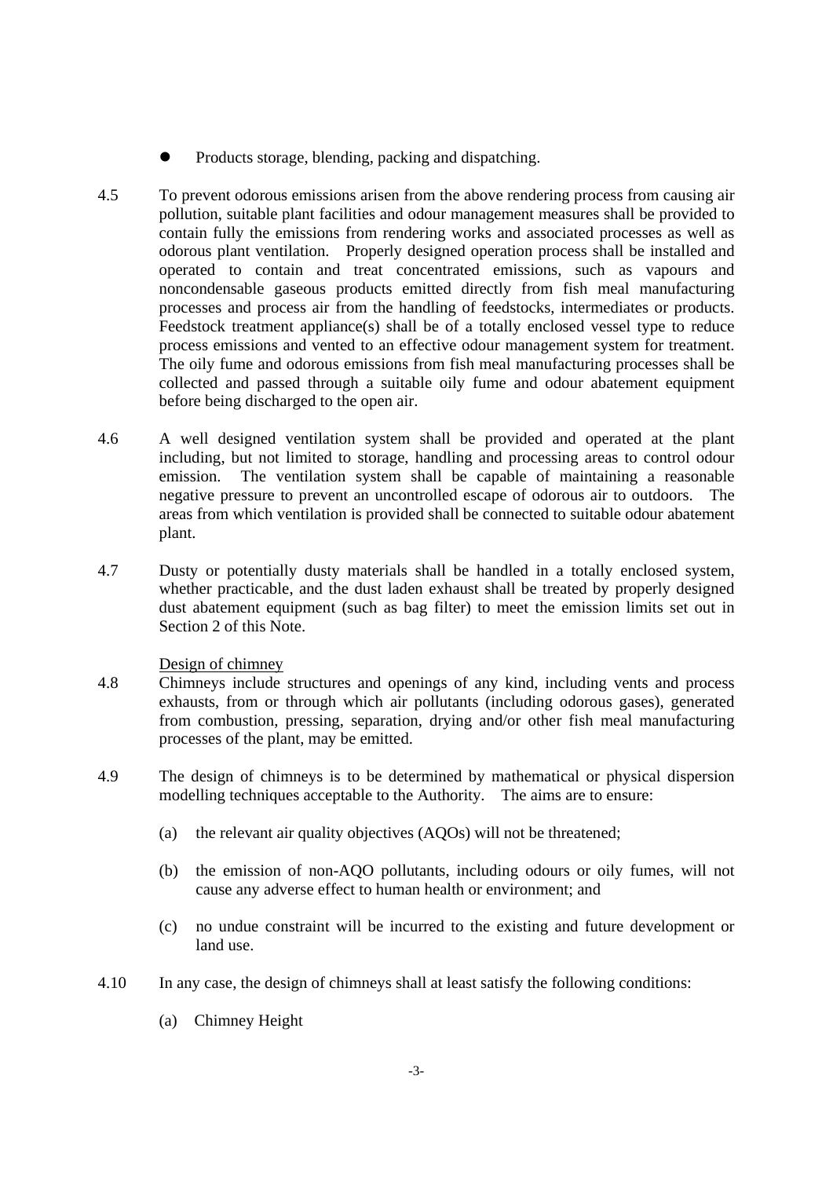- Products storage, blending, packing and dispatching.

4.5 To prevent odorous emissions arisen from the above rendering process from causing air pollution, suitable plant facilities and odour management measures shall be provided to contain fully the emissions from rendering works and associated processes as well as odorous plant ventilation. Properly designed operation process shall be installed and operated to contain and treat concentrated emissions, such as vapours and noncondensable gaseous products emitted directly from fish meal manufacturing processes and process air from the handling of feedstocks, intermediates or products. Feedstock treatment appliance(s) shall be of a totally enclosed vessel type to reduce process emissions and vented to an effective odour management system for treatment. The oily fume and odorous emissions from fish meal manufacturing processes shall be collected and passed through a suitable oily fume and odour abatement equipment before being discharged to the open air.

4.6 A well designed ventilation system shall be provided and operated at the plant including, but not limited to storage, handling and processing areas to control odour emission. The ventilation system shall be capable of maintaining a reasonable negative pressure to prevent an uncontrolled escape of odorous air to outdoors. The areas from which ventilation is provided shall be connected to suitable odour abatement plant.

4.7 Dusty or potentially dusty materials shall be handled in a totally enclosed system, whether practicable, and the dust laden exhaust shall be treated by properly designed dust abatement equipment (such as bag filter) to meet the emission limits set out in Section 2 of this Note.

Design of chimney

4.8 Chimneys include structures and openings of any kind, including vents and process exhausts, from or through which air pollutants (including odorous gases), generated from combustion, pressing, separation, drying and/or other fish meal manufacturing processes of the plant, may be emitted.

4.9 The design of chimneys is to be determined by mathematical or physical dispersion modelling techniques acceptable to the Authority. The aims are to ensure:

(a) the relevant air quality objectives (AQOs) will not be threatened;

(b) the emission of non-AQO pollutants, including odours or oily fumes, will not cause any adverse effect to human health or environment; and

(c) no undue constraint will be incurred to the existing and future development or land use.

4.10 In any case, the design of chimneys shall at least satisfy the following conditions:

(a) Chimney Height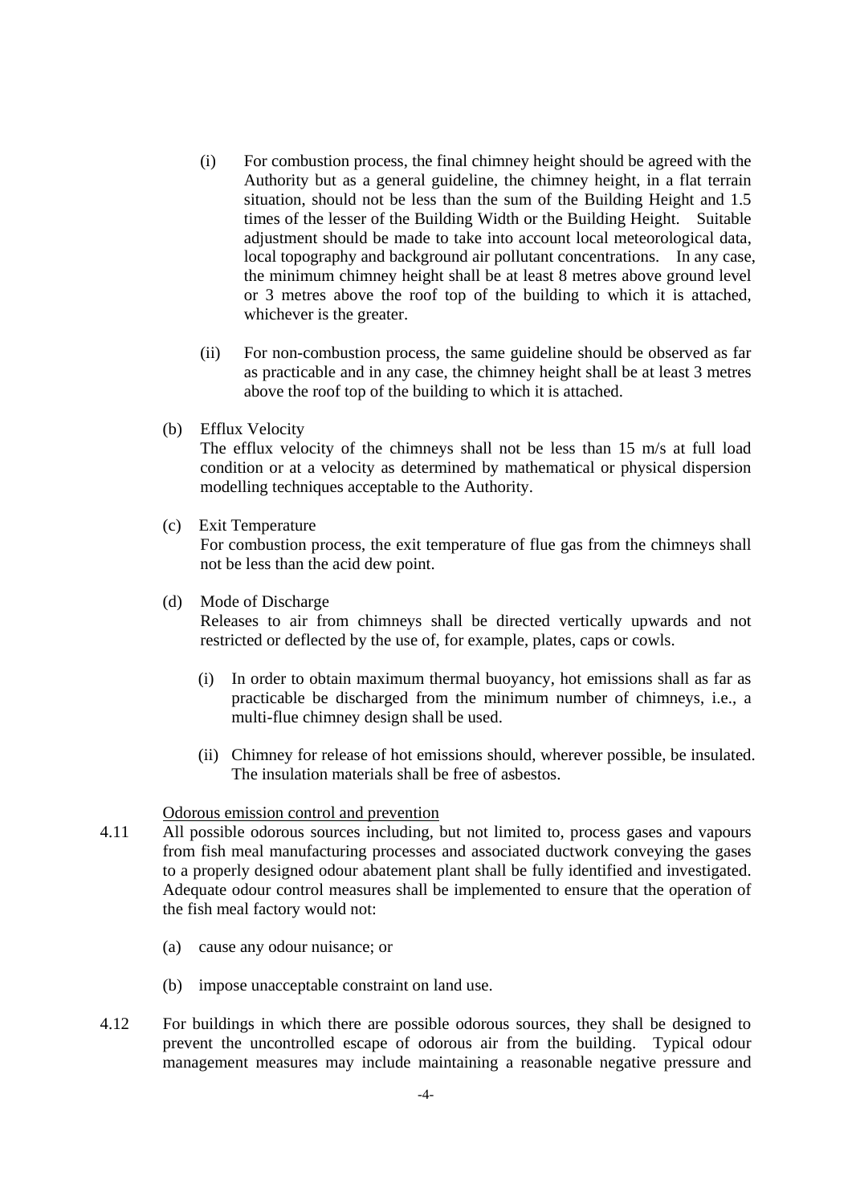(i) For combustion process, the final chimney height should be agreed with the Authority but as a general guideline, the chimney height, in a flat terrain situation, should not be less than the sum of the Building Height and 1.5 times of the lesser of the Building Width or the Building Height. Suitable adjustment should be made to take into account local meteorological data, local topography and background air pollutant concentrations. In any case, the minimum chimney height shall be at least 8 metres above ground level or 3 metres above the roof top of the building to which it is attached, whichever is the greater.

(ii) For non-combustion process, the same guideline should be observed as far as practicable and in any case, the chimney height shall be at least 3 metres above the roof top of the building to which it is attached.

(b) Efflux Velocity
The efflux velocity of the chimneys shall not be less than 15 m/s at full load condition or at a velocity as determined by mathematical or physical dispersion modelling techniques acceptable to the Authority.

(c) Exit Temperature
For combustion process, the exit temperature of flue gas from the chimneys shall not be less than the acid dew point.

(d) Mode of Discharge
Releases to air from chimneys shall be directed vertically upwards and not restricted or deflected by the use of, for example, plates, caps or cowls.

(i) In order to obtain maximum thermal buoyancy, hot emissions shall as far as practicable be discharged from the minimum number of chimneys, i.e., a multi-flue chimney design shall be used.

(ii) Chimney for release of hot emissions should, wherever possible, be insulated. The insulation materials shall be free of asbestos.

Odorous emission control and prevention

4.11 All possible odorous sources including, but not limited to, process gases and vapours from fish meal manufacturing processes and associated ductwork conveying the gases to a properly designed odour abatement plant shall be fully identified and investigated. Adequate odour control measures shall be implemented to ensure that the operation of the fish meal factory would not:

(a) cause any odour nuisance; or

(b) impose unacceptable constraint on land use.

4.12 For buildings in which there are possible odorous sources, they shall be designed to prevent the uncontrolled escape of odorous air from the building. Typical odour management measures may include maintaining a reasonable negative pressure and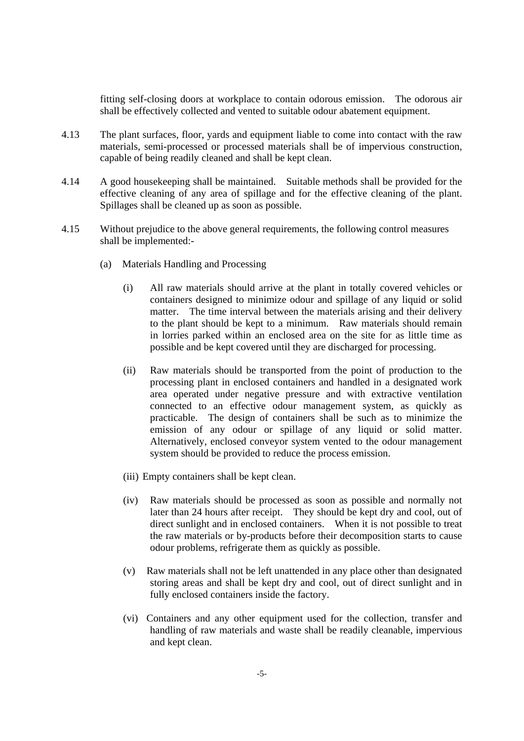fitting self-closing doors at workplace to contain odorous emission. The odorous air shall be effectively collected and vented to suitable odour abatement equipment.

4.13 The plant surfaces, floor, yards and equipment liable to come into contact with the raw materials, semi-processed or processed materials shall be of impervious construction, capable of being readily cleaned and shall be kept clean.

4.14 A good housekeeping shall be maintained. Suitable methods shall be provided for the effective cleaning of any area of spillage and for the effective cleaning of the plant. Spillages shall be cleaned up as soon as possible.

4.15 Without prejudice to the above general requirements, the following control measures shall be implemented:-

(a) Materials Handling and Processing

(i) All raw materials should arrive at the plant in totally covered vehicles or containers designed to minimize odour and spillage of any liquid or solid matter. The time interval between the materials arising and their delivery to the plant should be kept to a minimum. Raw materials should remain in lorries parked within an enclosed area on the site for as little time as possible and be kept covered until they are discharged for processing.

(ii) Raw materials should be transported from the point of production to the processing plant in enclosed containers and handled in a designated work area operated under negative pressure and with extractive ventilation connected to an effective odour management system, as quickly as practicable. The design of containers shall be such as to minimize the emission of any odour or spillage of any liquid or solid matter. Alternatively, enclosed conveyor system vented to the odour management system should be provided to reduce the process emission.

(iii) Empty containers shall be kept clean.

(iv) Raw materials should be processed as soon as possible and normally not later than 24 hours after receipt. They should be kept dry and cool, out of direct sunlight and in enclosed containers. When it is not possible to treat the raw materials or by-products before their decomposition starts to cause odour problems, refrigerate them as quickly as possible.

(v) Raw materials shall not be left unattended in any place other than designated storing areas and shall be kept dry and cool, out of direct sunlight and in fully enclosed containers inside the factory.

(vi) Containers and any other equipment used for the collection, transfer and handling of raw materials and waste shall be readily cleanable, impervious and kept clean.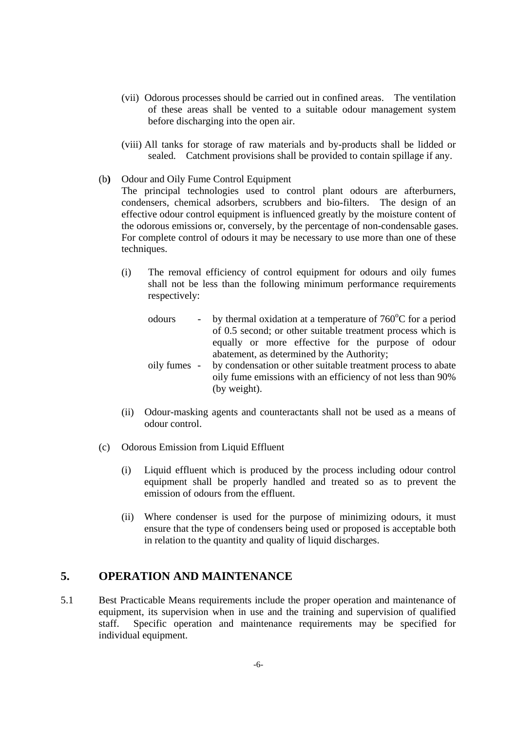(vii) Odorous processes should be carried out in confined areas. The ventilation of these areas shall be vented to a suitable odour management system before discharging into the open air.

(viii) All tanks for storage of raw materials and by-products shall be lidded or sealed. Catchment provisions shall be provided to contain spillage if any.

(b) Odour and Oily Fume Control Equipment

The principal technologies used to control plant odours are afterburners, condensers, chemical adsorbers, scrubbers and bio-filters. The design of an effective odour control equipment is influenced greatly by the moisture content of the odorous emissions or, conversely, by the percentage of non-condensable gases. For complete control of odours it may be necessary to use more than one of these techniques.

(i) The removal efficiency of control equipment for odours and oily fumes shall not be less than the following minimum performance requirements respectively:

odours - by thermal oxidation at a temperature of 760°C for a period of 0.5 second; or other suitable treatment process which is equally or more effective for the purpose of odour abatement, as determined by the Authority;

oily fumes - by condensation or other suitable treatment process to abate oily fume emissions with an efficiency of not less than 90% (by weight).

(ii) Odour-masking agents and counteractants shall not be used as a means of odour control.

(c) Odorous Emission from Liquid Effluent

(i) Liquid effluent which is produced by the process including odour control equipment shall be properly handled and treated so as to prevent the emission of odours from the effluent.

(ii) Where condenser is used for the purpose of minimizing odours, it must ensure that the type of condensers being used or proposed is acceptable both in relation to the quantity and quality of liquid discharges.

## 5. OPERATION AND MAINTENANCE

5.1 Best Practicable Means requirements include the proper operation and maintenance of equipment, its supervision when in use and the training and supervision of qualified staff. Specific operation and maintenance requirements may be specified for individual equipment.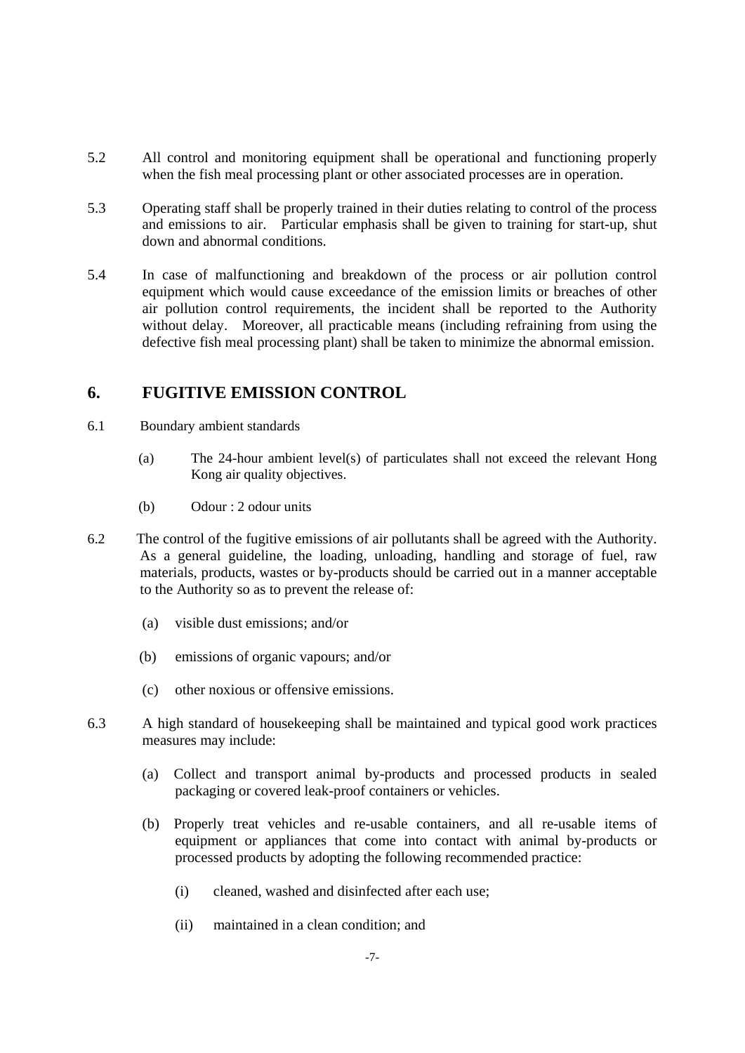5.2 All control and monitoring equipment shall be operational and functioning properly when the fish meal processing plant or other associated processes are in operation.

5.3 Operating staff shall be properly trained in their duties relating to control of the process and emissions to air. Particular emphasis shall be given to training for start-up, shut down and abnormal conditions.

5.4 In case of malfunctioning and breakdown of the process or air pollution control equipment which would cause exceedance of the emission limits or breaches of other air pollution control requirements, the incident shall be reported to the Authority without delay. Moreover, all practicable means (including refraining from using the defective fish meal processing plant) shall be taken to minimize the abnormal emission.

## 6. FUGITIVE EMISSION CONTROL

6.1 Boundary ambient standards

(a) The 24-hour ambient level(s) of particulates shall not exceed the relevant Hong Kong air quality objectives.

(b) Odour : 2 odour units

6.2 The control of the fugitive emissions of air pollutants shall be agreed with the Authority. As a general guideline, the loading, unloading, handling and storage of fuel, raw materials, products, wastes or by-products should be carried out in a manner acceptable to the Authority so as to prevent the release of:

(a) visible dust emissions; and/or

(b) emissions of organic vapours; and/or

(c) other noxious or offensive emissions.

6.3 A high standard of housekeeping shall be maintained and typical good work practices measures may include:

(a) Collect and transport animal by-products and processed products in sealed packaging or covered leak-proof containers or vehicles.

(b) Properly treat vehicles and re-usable containers, and all re-usable items of equipment or appliances that come into contact with animal by-products or processed products by adopting the following recommended practice:

(i) cleaned, washed and disinfected after each use;

(ii) maintained in a clean condition; and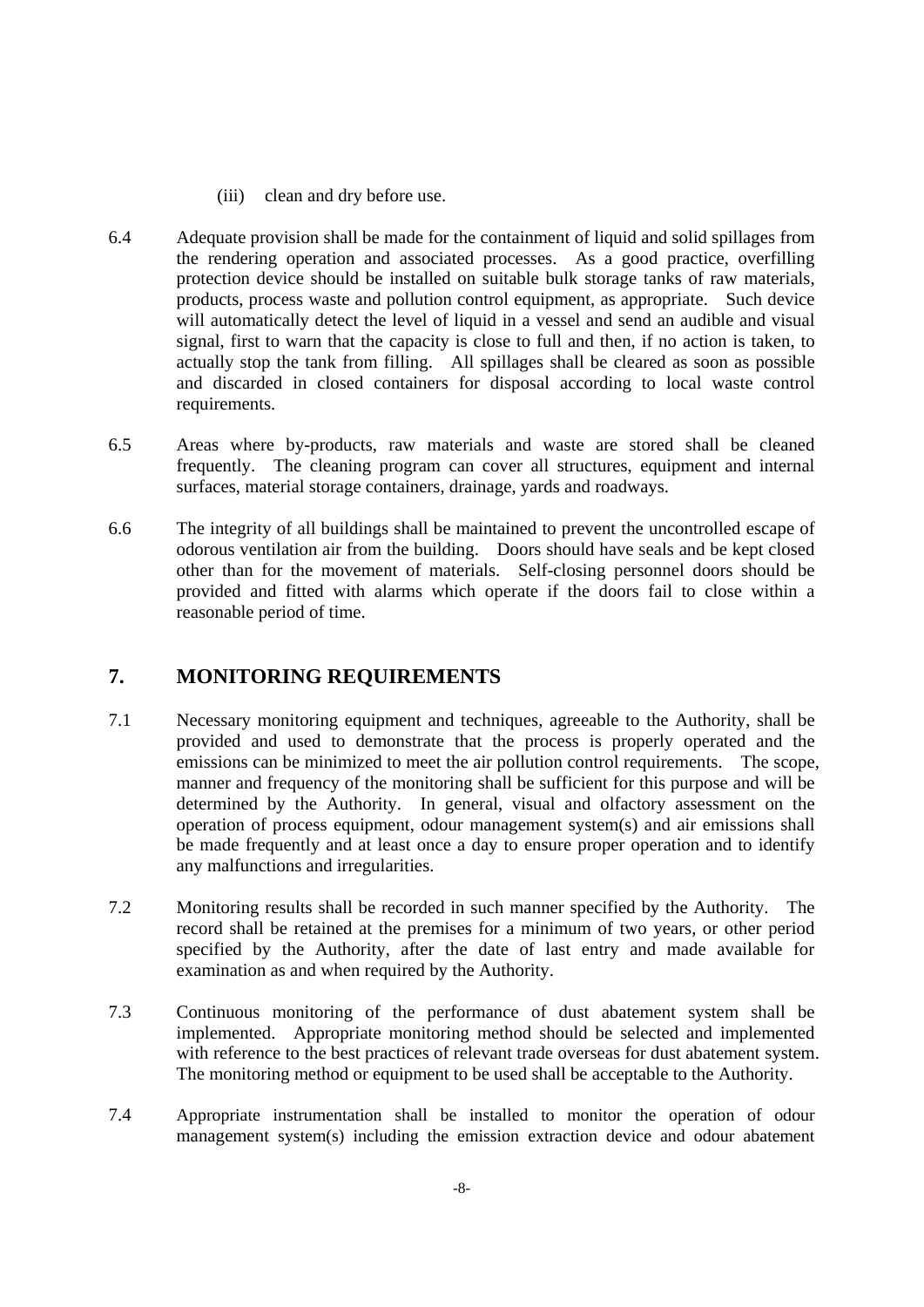(iii) clean and dry before use.

6.4 Adequate provision shall be made for the containment of liquid and solid spillages from the rendering operation and associated processes. As a good practice, overfilling protection device should be installed on suitable bulk storage tanks of raw materials, products, process waste and pollution control equipment, as appropriate. Such device will automatically detect the level of liquid in a vessel and send an audible and visual signal, first to warn that the capacity is close to full and then, if no action is taken, to actually stop the tank from filling. All spillages shall be cleared as soon as possible and discarded in closed containers for disposal according to local waste control requirements.

6.5 Areas where by-products, raw materials and waste are stored shall be cleaned frequently. The cleaning program can cover all structures, equipment and internal surfaces, material storage containers, drainage, yards and roadways.

6.6 The integrity of all buildings shall be maintained to prevent the uncontrolled escape of odorous ventilation air from the building. Doors should have seals and be kept closed other than for the movement of materials. Self-closing personnel doors should be provided and fitted with alarms which operate if the doors fail to close within a reasonable period of time.

## 7. MONITORING REQUIREMENTS

7.1 Necessary monitoring equipment and techniques, agreeable to the Authority, shall be provided and used to demonstrate that the process is properly operated and the emissions can be minimized to meet the air pollution control requirements. The scope, manner and frequency of the monitoring shall be sufficient for this purpose and will be determined by the Authority. In general, visual and olfactory assessment on the operation of process equipment, odour management system(s) and air emissions shall be made frequently and at least once a day to ensure proper operation and to identify any malfunctions and irregularities.

7.2 Monitoring results shall be recorded in such manner specified by the Authority. The record shall be retained at the premises for a minimum of two years, or other period specified by the Authority, after the date of last entry and made available for examination as and when required by the Authority.

7.3 Continuous monitoring of the performance of dust abatement system shall be implemented. Appropriate monitoring method should be selected and implemented with reference to the best practices of relevant trade overseas for dust abatement system. The monitoring method or equipment to be used shall be acceptable to the Authority.

7.4 Appropriate instrumentation shall be installed to monitor the operation of odour management system(s) including the emission extraction device and odour abatement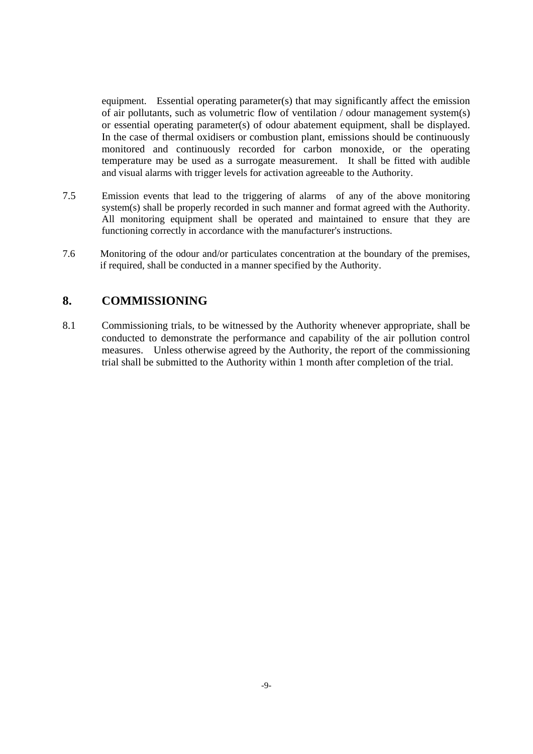equipment. Essential operating parameter(s) that may significantly affect the emission of air pollutants, such as volumetric flow of ventilation / odour management system(s) or essential operating parameter(s) of odour abatement equipment, shall be displayed. In the case of thermal oxidisers or combustion plant, emissions should be continuously monitored and continuously recorded for carbon monoxide, or the operating temperature may be used as a surrogate measurement. It shall be fitted with audible and visual alarms with trigger levels for activation agreeable to the Authority.

7.5 Emission events that lead to the triggering of alarms of any of the above monitoring system(s) shall be properly recorded in such manner and format agreed with the Authority. All monitoring equipment shall be operated and maintained to ensure that they are functioning correctly in accordance with the manufacturer's instructions.

7.6 Monitoring of the odour and/or particulates concentration at the boundary of the premises, if required, shall be conducted in a manner specified by the Authority.

## 8. COMMISSIONING

8.1 Commissioning trials, to be witnessed by the Authority whenever appropriate, shall be conducted to demonstrate the performance and capability of the air pollution control measures. Unless otherwise agreed by the Authority, the report of the commissioning trial shall be submitted to the Authority within 1 month after completion of the trial.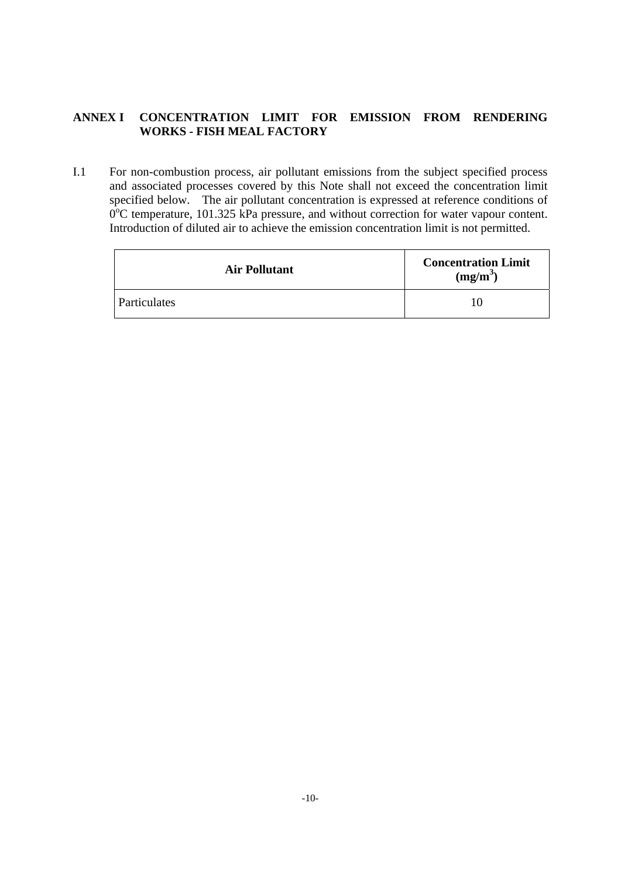## ANNEX I CONCENTRATION LIMIT FOR EMISSION FROM RENDERING WORKS - FISH MEAL FACTORY

I.1 For non-combustion process, air pollutant emissions from the subject specified process and associated processes covered by this Note shall not exceed the concentration limit specified below. The air pollutant concentration is expressed at reference conditions of $0^oC$ temperature, 101.325 kPa pressure, and without correction for water vapour content. Introduction of diluted air to achieve the emission concentration limit is not permitted.

| Air Pollutant | Concentration Limit ($mg/m^3$) |
|---|---|
| Particulates | 10 |